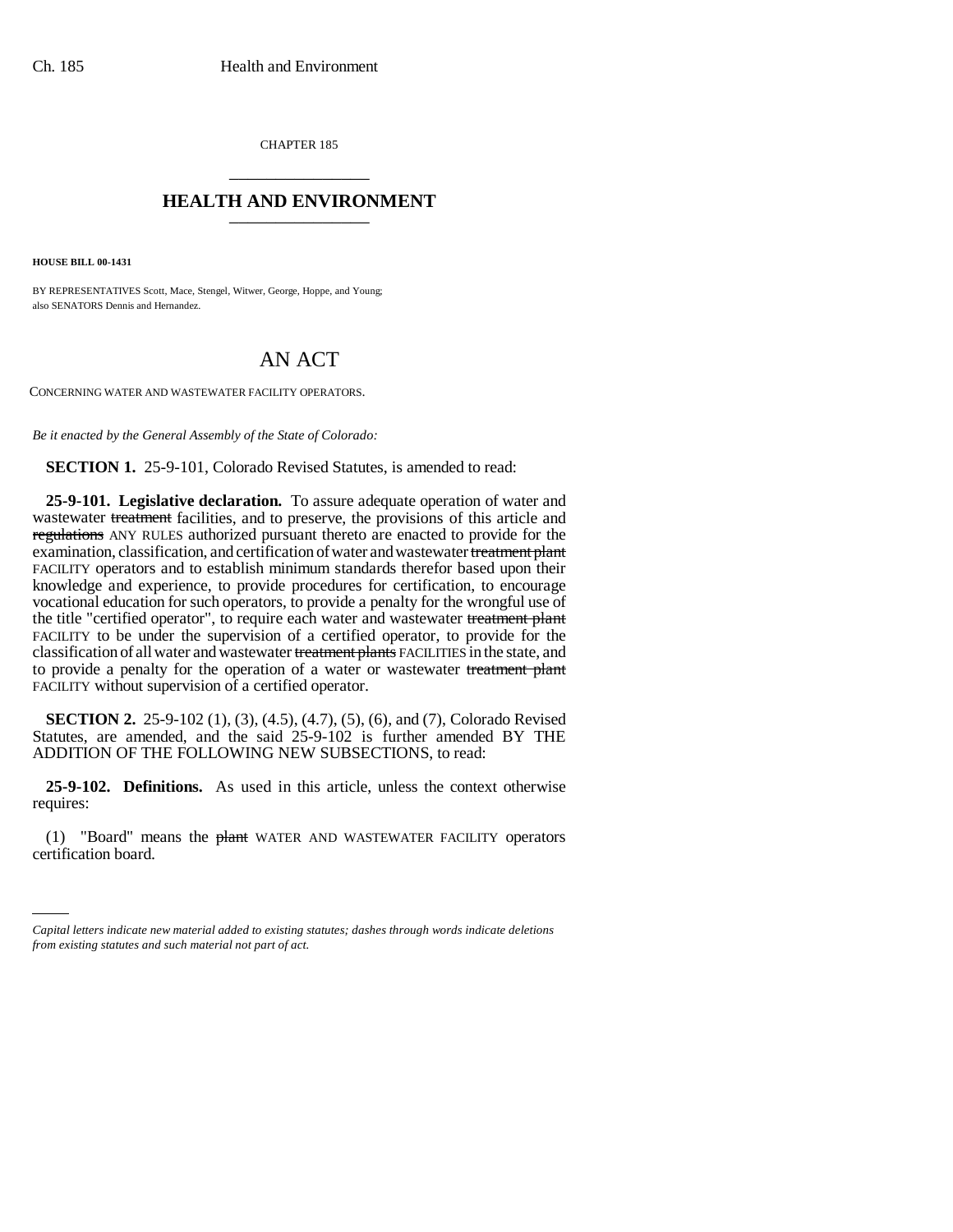CHAPTER 185

## HEALTH AND ENVIRONMENT

**HOUSE BILL 00-1431**

BY REPRESENTATIVES Scott, Mace, Stengel, Witwer, George, Hoppe, and Young;
also SENATORS Dennis and Hernandez.

# AN ACT

CONCERNING WATER AND WASTEWATER FACILITY OPERATORS.

*Be it enacted by the General Assembly of the State of Colorado:*

**SECTION 1.** 25-9-101, Colorado Revised Statutes, is amended to read:

**25-9-101. Legislative declaration.** To assure adequate operation of water and wastewater ~~treatment~~ facilities, and to preserve, the provisions of this article and ~~regulations~~ ANY RULES authorized pursuant thereto are enacted to provide for the examination, classification, and certification of water and wastewater ~~treatment plant~~ FACILITY operators and to establish minimum standards therefor based upon their knowledge and experience, to provide procedures for certification, to encourage vocational education for such operators, to provide a penalty for the wrongful use of the title "certified operator", to require each water and wastewater ~~treatment plant~~ FACILITY to be under the supervision of a certified operator, to provide for the classification of all water and wastewater ~~treatment plants~~ FACILITIES in the state, and to provide a penalty for the operation of a water or wastewater ~~treatment plant~~ FACILITY without supervision of a certified operator.

**SECTION 2.** 25-9-102 (1), (3), (4.5), (4.7), (5), (6), and (7), Colorado Revised Statutes, are amended, and the said 25-9-102 is further amended BY THE ADDITION OF THE FOLLOWING NEW SUBSECTIONS, to read:

**25-9-102. Definitions.** As used in this article, unless the context otherwise requires:

(1) "Board" means the ~~plant~~ WATER AND WASTEWATER FACILITY operators certification board.

*Capital letters indicate new material added to existing statutes; dashes through words indicate deletions from existing statutes and such material not part of act.*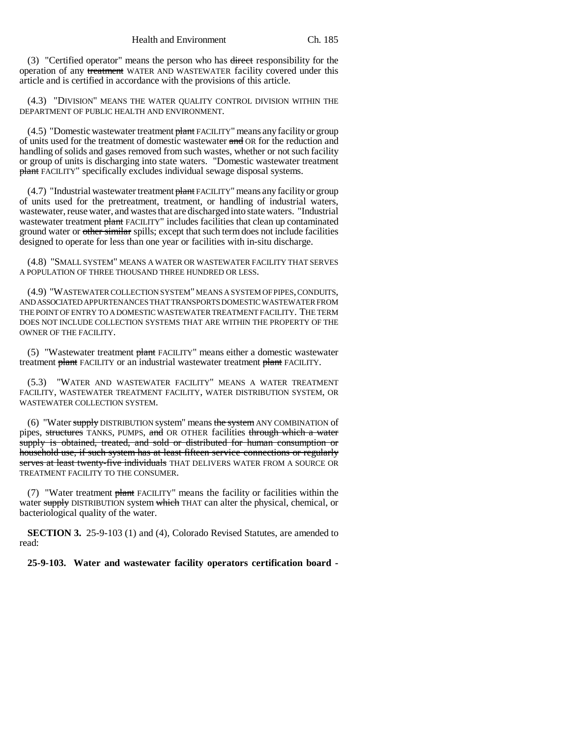(3) "Certified operator" means the person who has ~~direct~~ responsibility for the operation of any ~~treatment~~ WATER AND WASTEWATER facility covered under this article and is certified in accordance with the provisions of this article.

(4.3) "DIVISION" MEANS THE WATER QUALITY CONTROL DIVISION WITHIN THE DEPARTMENT OF PUBLIC HEALTH AND ENVIRONMENT.

(4.5) "Domestic wastewater treatment ~~plant~~ FACILITY" means any facility or group of units used for the treatment of domestic wastewater ~~and~~ OR for the reduction and handling of solids and gases removed from such wastes, whether or not such facility or group of units is discharging into state waters. "Domestic wastewater treatment ~~plant~~ FACILITY" specifically excludes individual sewage disposal systems.

(4.7) "Industrial wastewater treatment ~~plant~~ FACILITY" means any facility or group of units used for the pretreatment, treatment, or handling of industrial waters, wastewater, reuse water, and wastes that are discharged into state waters. "Industrial wastewater treatment ~~plant~~ FACILITY" includes facilities that clean up contaminated ground water or ~~other similar~~ spills; except that such term does not include facilities designed to operate for less than one year or facilities with in-situ discharge.

(4.8) "SMALL SYSTEM" MEANS A WATER OR WASTEWATER FACILITY THAT SERVES A POPULATION OF THREE THOUSAND THREE HUNDRED OR LESS.

(4.9) "WASTEWATER COLLECTION SYSTEM" MEANS A SYSTEM OF PIPES, CONDUITS, AND ASSOCIATED APPURTENANCES THAT TRANSPORTS DOMESTIC WASTEWATER FROM THE POINT OF ENTRY TO A DOMESTIC WASTEWATER TREATMENT FACILITY. THE TERM DOES NOT INCLUDE COLLECTION SYSTEMS THAT ARE WITHIN THE PROPERTY OF THE OWNER OF THE FACILITY.

(5) "Wastewater treatment ~~plant~~ FACILITY" means either a domestic wastewater treatment ~~plant~~ FACILITY or an industrial wastewater treatment ~~plant~~ FACILITY.

(5.3) "WATER AND WASTEWATER FACILITY" MEANS A WATER TREATMENT FACILITY, WASTEWATER TREATMENT FACILITY, WATER DISTRIBUTION SYSTEM, OR WASTEWATER COLLECTION SYSTEM.

(6) "Water ~~supply~~ DISTRIBUTION system" means ~~the system~~ ANY COMBINATION of pipes, ~~structures~~ TANKS, PUMPS, ~~and~~ OR OTHER facilities ~~through which a water supply is obtained, treated, and sold or distributed for human consumption or household use, if such system has at least fifteen service connections or regularly serves at least twenty-five individuals~~ THAT DELIVERS WATER FROM A SOURCE OR TREATMENT FACILITY TO THE CONSUMER.

(7) "Water treatment ~~plant~~ FACILITY" means the facility or facilities within the water ~~supply~~ DISTRIBUTION system ~~which~~ THAT can alter the physical, chemical, or bacteriological quality of the water.

**SECTION 3.** 25-9-103 (1) and (4), Colorado Revised Statutes, are amended to read:

**25-9-103. Water and wastewater facility operators certification board -**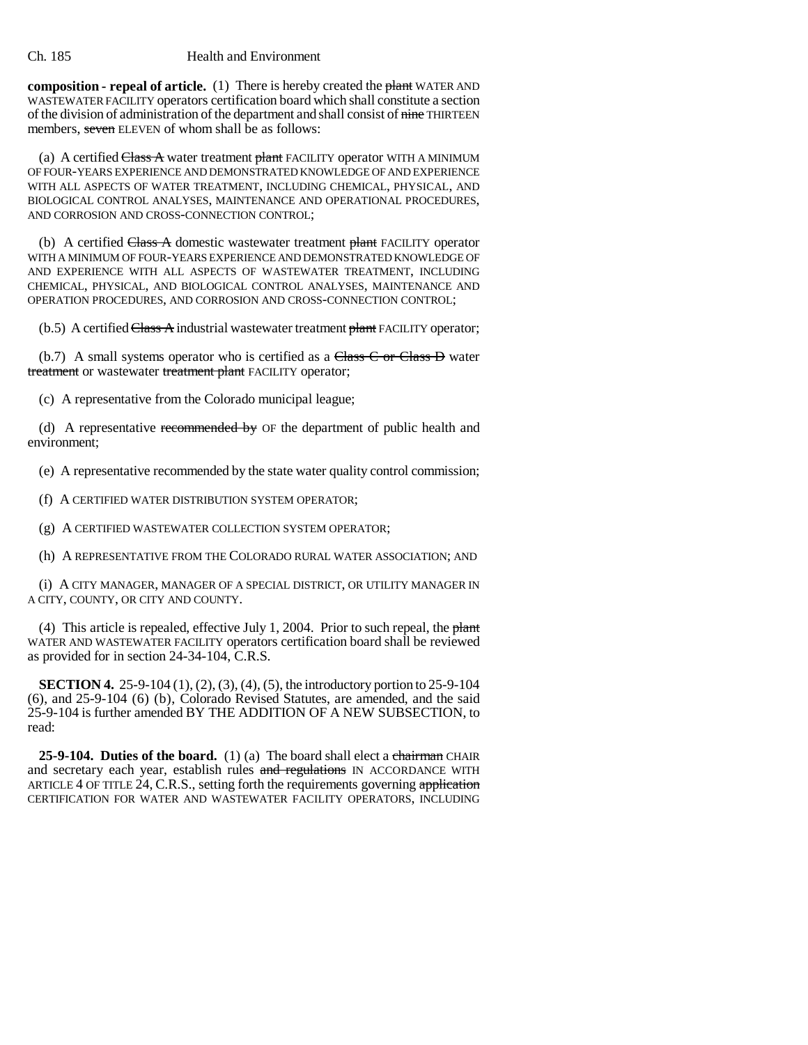**composition - repeal of article.** (1) There is hereby created the ~~plant~~ WATER AND WASTEWATER FACILITY operators certification board which shall constitute a section of the division of administration of the department and shall consist of ~~nine~~ THIRTEEN members, ~~seven~~ ELEVEN of whom shall be as follows:

(a) A certified ~~Class A~~ water treatment ~~plant~~ FACILITY operator WITH A MINIMUM OF FOUR-YEARS EXPERIENCE AND DEMONSTRATED KNOWLEDGE OF AND EXPERIENCE WITH ALL ASPECTS OF WATER TREATMENT, INCLUDING CHEMICAL, PHYSICAL, AND BIOLOGICAL CONTROL ANALYSES, MAINTENANCE AND OPERATIONAL PROCEDURES, AND CORROSION AND CROSS-CONNECTION CONTROL;

(b) A certified ~~Class A~~ domestic wastewater treatment ~~plant~~ FACILITY operator WITH A MINIMUM OF FOUR-YEARS EXPERIENCE AND DEMONSTRATED KNOWLEDGE OF AND EXPERIENCE WITH ALL ASPECTS OF WASTEWATER TREATMENT, INCLUDING CHEMICAL, PHYSICAL, AND BIOLOGICAL CONTROL ANALYSES, MAINTENANCE AND OPERATION PROCEDURES, AND CORROSION AND CROSS-CONNECTION CONTROL;

(b.5) A certified ~~Class A~~ industrial wastewater treatment ~~plant~~ FACILITY operator;

(b.7) A small systems operator who is certified as a ~~Class C or Class D~~ water ~~treatment~~ or wastewater ~~treatment plant~~ FACILITY operator;

(c) A representative from the Colorado municipal league;

(d) A representative ~~recommended by~~ OF the department of public health and environment;

(e) A representative recommended by the state water quality control commission;

(f) A CERTIFIED WATER DISTRIBUTION SYSTEM OPERATOR;

(g) A CERTIFIED WASTEWATER COLLECTION SYSTEM OPERATOR;

(h) A REPRESENTATIVE FROM THE COLORADO RURAL WATER ASSOCIATION; AND

(i) A CITY MANAGER, MANAGER OF A SPECIAL DISTRICT, OR UTILITY MANAGER IN A CITY, COUNTY, OR CITY AND COUNTY.

(4) This article is repealed, effective July 1, 2004. Prior to such repeal, the ~~plant~~ WATER AND WASTEWATER FACILITY operators certification board shall be reviewed as provided for in section 24-34-104, C.R.S.

**SECTION 4.** 25-9-104 (1), (2), (3), (4), (5), the introductory portion to 25-9-104 (6), and 25-9-104 (6) (b), Colorado Revised Statutes, are amended, and the said 25-9-104 is further amended BY THE ADDITION OF A NEW SUBSECTION, to read:

**25-9-104. Duties of the board.** (1) (a) The board shall elect a ~~chairman~~ CHAIR and secretary each year, establish rules ~~and regulations~~ IN ACCORDANCE WITH ARTICLE 4 OF TITLE 24, C.R.S., setting forth the requirements governing ~~application~~ CERTIFICATION FOR WATER AND WASTEWATER FACILITY OPERATORS, INCLUDING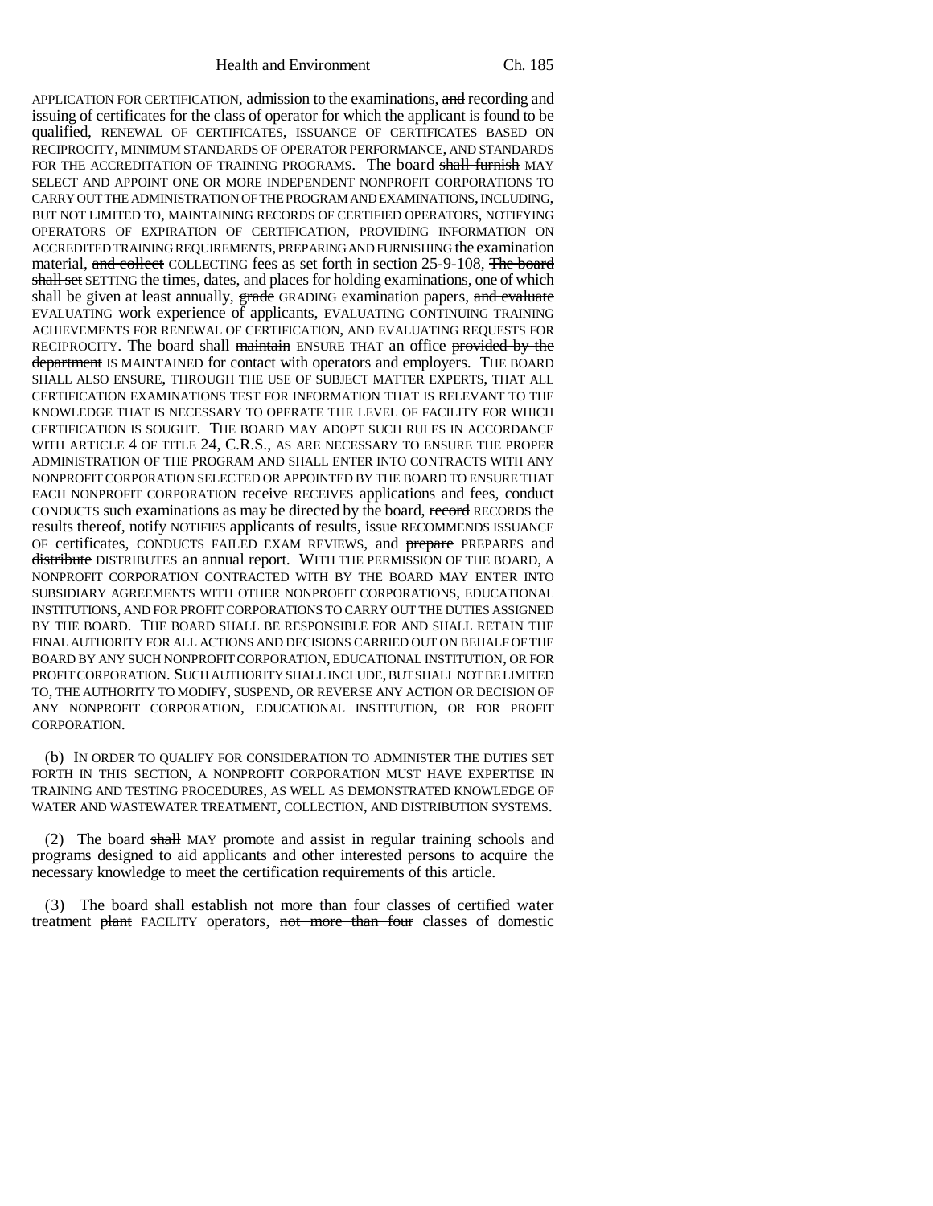APPLICATION FOR CERTIFICATION, admission to the examinations, ~~and~~ recording and issuing of certificates for the class of operator for which the applicant is found to be qualified, RENEWAL OF CERTIFICATES, ISSUANCE OF CERTIFICATES BASED ON RECIPROCITY, MINIMUM STANDARDS OF OPERATOR PERFORMANCE, AND STANDARDS FOR THE ACCREDITATION OF TRAINING PROGRAMS. The board ~~shall furnish~~ MAY SELECT AND APPOINT ONE OR MORE INDEPENDENT NONPROFIT CORPORATIONS TO CARRY OUT THE ADMINISTRATION OF THE PROGRAM AND EXAMINATIONS, INCLUDING, BUT NOT LIMITED TO, MAINTAINING RECORDS OF CERTIFIED OPERATORS, NOTIFYING OPERATORS OF EXPIRATION OF CERTIFICATION, PROVIDING INFORMATION ON ACCREDITED TRAINING REQUIREMENTS, PREPARING AND FURNISHING the examination material, ~~and collect~~ COLLECTING fees as set forth in section 25-9-108, ~~The board shall set~~ SETTING the times, dates, and places for holding examinations, one of which shall be given at least annually, ~~grade~~ GRADING examination papers, ~~and evaluate~~ EVALUATING work experience of applicants, EVALUATING CONTINUING TRAINING ACHIEVEMENTS FOR RENEWAL OF CERTIFICATION, AND EVALUATING REQUESTS FOR RECIPROCITY. The board shall ~~maintain~~ ENSURE THAT an office ~~provided by the department~~ IS MAINTAINED for contact with operators and employers. THE BOARD SHALL ALSO ENSURE, THROUGH THE USE OF SUBJECT MATTER EXPERTS, THAT ALL CERTIFICATION EXAMINATIONS TEST FOR INFORMATION THAT IS RELEVANT TO THE KNOWLEDGE THAT IS NECESSARY TO OPERATE THE LEVEL OF FACILITY FOR WHICH CERTIFICATION IS SOUGHT. THE BOARD MAY ADOPT SUCH RULES IN ACCORDANCE WITH ARTICLE 4 OF TITLE 24, C.R.S., AS ARE NECESSARY TO ENSURE THE PROPER ADMINISTRATION OF THE PROGRAM AND SHALL ENTER INTO CONTRACTS WITH ANY NONPROFIT CORPORATION SELECTED OR APPOINTED BY THE BOARD TO ENSURE THAT EACH NONPROFIT CORPORATION ~~receive~~ RECEIVES applications and fees, ~~conduct~~ CONDUCTS such examinations as may be directed by the board, ~~record~~ RECORDS the results thereof, ~~notify~~ NOTIFIES applicants of results, ~~issue~~ RECOMMENDS ISSUANCE OF certificates, CONDUCTS FAILED EXAM REVIEWS, and ~~prepare~~ PREPARES and ~~distribute~~ DISTRIBUTES an annual report. WITH THE PERMISSION OF THE BOARD, A NONPROFIT CORPORATION CONTRACTED WITH BY THE BOARD MAY ENTER INTO SUBSIDIARY AGREEMENTS WITH OTHER NONPROFIT CORPORATIONS, EDUCATIONAL INSTITUTIONS, AND FOR PROFIT CORPORATIONS TO CARRY OUT THE DUTIES ASSIGNED BY THE BOARD. THE BOARD SHALL BE RESPONSIBLE FOR AND SHALL RETAIN THE FINAL AUTHORITY FOR ALL ACTIONS AND DECISIONS CARRIED OUT ON BEHALF OF THE BOARD BY ANY SUCH NONPROFIT CORPORATION, EDUCATIONAL INSTITUTION, OR FOR PROFIT CORPORATION. SUCH AUTHORITY SHALL INCLUDE, BUT SHALL NOT BE LIMITED TO, THE AUTHORITY TO MODIFY, SUSPEND, OR REVERSE ANY ACTION OR DECISION OF ANY NONPROFIT CORPORATION, EDUCATIONAL INSTITUTION, OR FOR PROFIT CORPORATION.

(b) IN ORDER TO QUALIFY FOR CONSIDERATION TO ADMINISTER THE DUTIES SET FORTH IN THIS SECTION, A NONPROFIT CORPORATION MUST HAVE EXPERTISE IN TRAINING AND TESTING PROCEDURES, AS WELL AS DEMONSTRATED KNOWLEDGE OF WATER AND WASTEWATER TREATMENT, COLLECTION, AND DISTRIBUTION SYSTEMS.

(2) The board ~~shall~~ MAY promote and assist in regular training schools and programs designed to aid applicants and other interested persons to acquire the necessary knowledge to meet the certification requirements of this article.

(3) The board shall establish ~~not more than four~~ classes of certified water treatment ~~plant~~ FACILITY operators, ~~not more than four~~ classes of domestic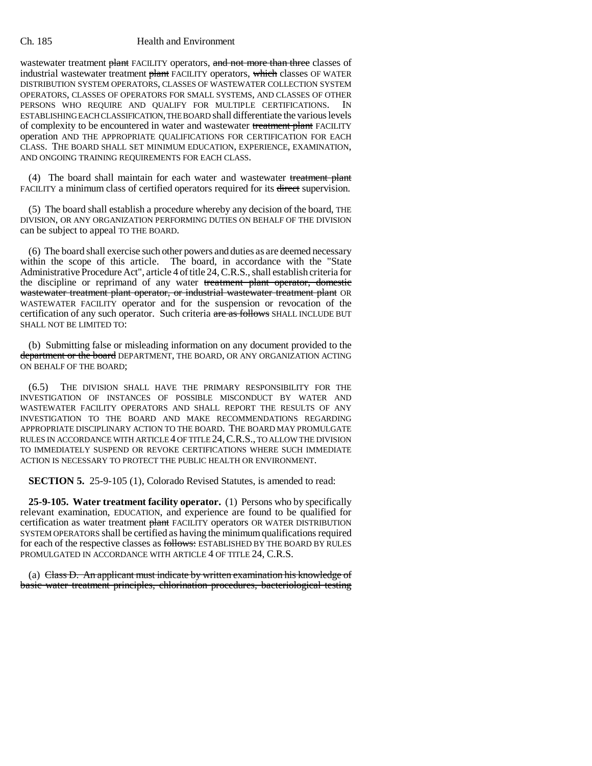wastewater treatment ~~plant~~ FACILITY operators, ~~and not more than three~~ classes of industrial wastewater treatment ~~plant~~ FACILITY operators, ~~which~~ classes OF WATER DISTRIBUTION SYSTEM OPERATORS, CLASSES OF WASTEWATER COLLECTION SYSTEM OPERATORS, CLASSES OF OPERATORS FOR SMALL SYSTEMS, AND CLASSES OF OTHER PERSONS WHO REQUIRE AND QUALIFY FOR MULTIPLE CERTIFICATIONS. IN ESTABLISHING EACH CLASSIFICATION, THE BOARD shall differentiate the various levels of complexity to be encountered in water and wastewater ~~treatment plant~~ FACILITY operation AND THE APPROPRIATE QUALIFICATIONS FOR CERTIFICATION FOR EACH CLASS. THE BOARD SHALL SET MINIMUM EDUCATION, EXPERIENCE, EXAMINATION, AND ONGOING TRAINING REQUIREMENTS FOR EACH CLASS.

(4) The board shall maintain for each water and wastewater ~~treatment plant~~ FACILITY a minimum class of certified operators required for its ~~direct~~ supervision.

(5) The board shall establish a procedure whereby any decision of the board, THE DIVISION, OR ANY ORGANIZATION PERFORMING DUTIES ON BEHALF OF THE DIVISION can be subject to appeal TO THE BOARD.

(6) The board shall exercise such other powers and duties as are deemed necessary within the scope of this article. The board, in accordance with the "State Administrative Procedure Act", article 4 of title 24, C.R.S., shall establish criteria for the discipline or reprimand of any water ~~treatment plant operator, domestic wastewater treatment plant operator, or industrial wastewater treatment plant~~ OR WASTEWATER FACILITY operator and for the suspension or revocation of the certification of any such operator. Such criteria ~~are as follows~~ SHALL INCLUDE BUT SHALL NOT BE LIMITED TO:

(b) Submitting false or misleading information on any document provided to the ~~department or the board~~ DEPARTMENT, THE BOARD, OR ANY ORGANIZATION ACTING ON BEHALF OF THE BOARD;

(6.5) THE DIVISION SHALL HAVE THE PRIMARY RESPONSIBILITY FOR THE INVESTIGATION OF INSTANCES OF POSSIBLE MISCONDUCT BY WATER AND WASTEWATER FACILITY OPERATORS AND SHALL REPORT THE RESULTS OF ANY INVESTIGATION TO THE BOARD AND MAKE RECOMMENDATIONS REGARDING APPROPRIATE DISCIPLINARY ACTION TO THE BOARD. THE BOARD MAY PROMULGATE RULES IN ACCORDANCE WITH ARTICLE 4 OF TITLE 24, C.R.S., TO ALLOW THE DIVISION TO IMMEDIATELY SUSPEND OR REVOKE CERTIFICATIONS WHERE SUCH IMMEDIATE ACTION IS NECESSARY TO PROTECT THE PUBLIC HEALTH OR ENVIRONMENT.

**SECTION 5.** 25-9-105 (1), Colorado Revised Statutes, is amended to read:

**25-9-105. Water treatment facility operator.** (1) Persons who by specifically relevant examination, EDUCATION, and experience are found to be qualified for certification as water treatment ~~plant~~ FACILITY operators OR WATER DISTRIBUTION SYSTEM OPERATORS shall be certified as having the minimum qualifications required for each of the respective classes as ~~follows:~~ ESTABLISHED BY THE BOARD BY RULES PROMULGATED IN ACCORDANCE WITH ARTICLE 4 OF TITLE 24, C.R.S.

(a) ~~Class D. An applicant must indicate by written examination his knowledge of basic water treatment principles, chlorination procedures, bacteriological testing~~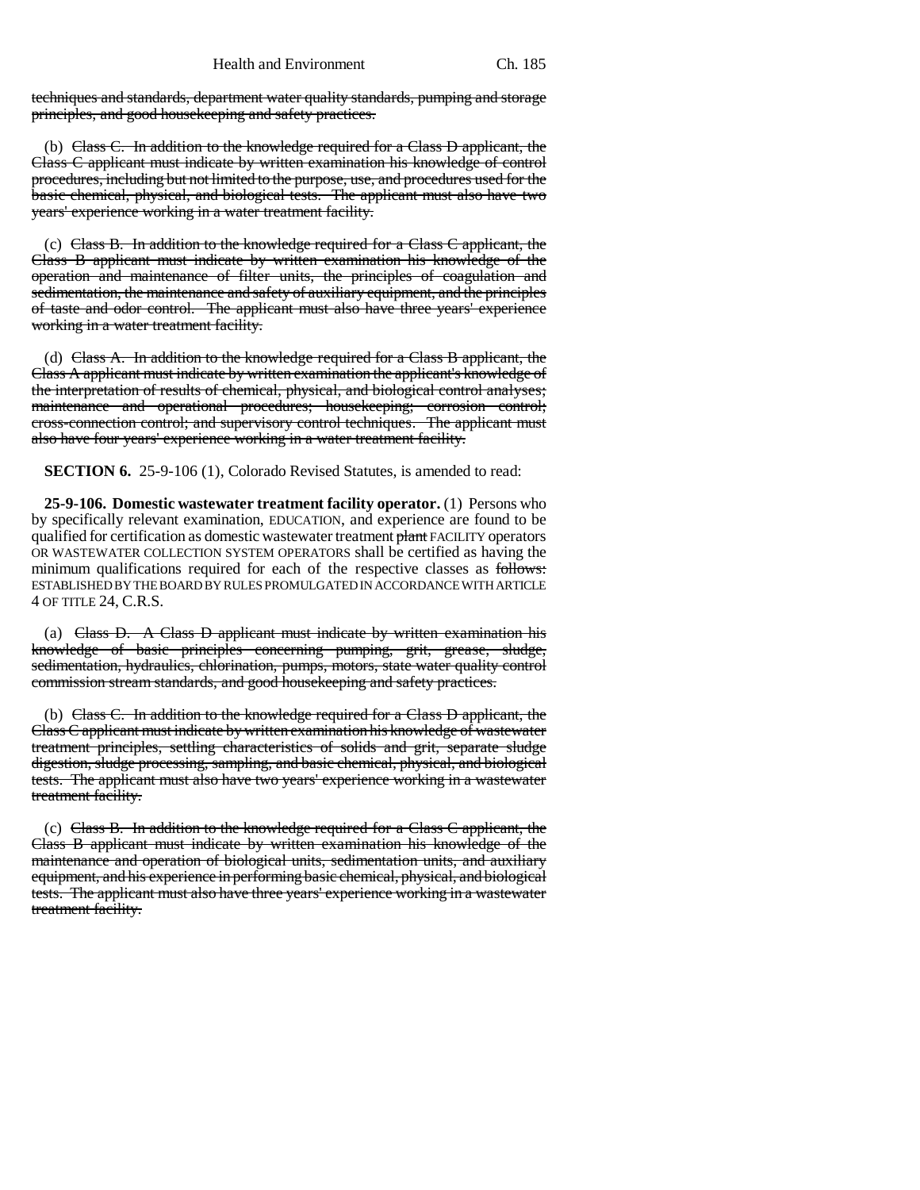techniques and standards, department water quality standards, pumping and storage principles, and good housekeeping and safety practices.

(b) Class C. In addition to the knowledge required for a Class D applicant, the Class C applicant must indicate by written examination his knowledge of control procedures, including but not limited to the purpose, use, and procedures used for the basic chemical, physical, and biological tests. The applicant must also have two years' experience working in a water treatment facility.

(c) Class B. In addition to the knowledge required for a Class C applicant, the Class B applicant must indicate by written examination his knowledge of the operation and maintenance of filter units, the principles of coagulation and sedimentation, the maintenance and safety of auxiliary equipment, and the principles of taste and odor control. The applicant must also have three years' experience working in a water treatment facility.

(d) Class A. In addition to the knowledge required for a Class B applicant, the Class A applicant must indicate by written examination the applicant's knowledge of the interpretation of results of chemical, physical, and biological control analyses; maintenance and operational procedures; housekeeping; corrosion control; cross-connection control; and supervisory control techniques. The applicant must also have four years' experience working in a water treatment facility.

**SECTION 6.** 25-9-106 (1), Colorado Revised Statutes, is amended to read:

**25-9-106. Domestic wastewater treatment facility operator.** (1) Persons who by specifically relevant examination, EDUCATION, and experience are found to be qualified for certification as domestic wastewater treatment plant FACILITY operators OR WASTEWATER COLLECTION SYSTEM OPERATORS shall be certified as having the minimum qualifications required for each of the respective classes as follows: ESTABLISHED BY THE BOARD BY RULES PROMULGATED IN ACCORDANCE WITH ARTICLE 4 OF TITLE 24, C.R.S.

(a) Class D. A Class D applicant must indicate by written examination his knowledge of basic principles concerning pumping, grit, grease, sludge, sedimentation, hydraulics, chlorination, pumps, motors, state water quality control commission stream standards, and good housekeeping and safety practices.

(b) Class C. In addition to the knowledge required for a Class D applicant, the Class C applicant must indicate by written examination his knowledge of wastewater treatment principles, settling characteristics of solids and grit, separate sludge digestion, sludge processing, sampling, and basic chemical, physical, and biological tests. The applicant must also have two years' experience working in a wastewater treatment facility.

(c) Class B. In addition to the knowledge required for a Class C applicant, the Class B applicant must indicate by written examination his knowledge of the maintenance and operation of biological units, sedimentation units, and auxiliary equipment, and his experience in performing basic chemical, physical, and biological tests. The applicant must also have three years' experience working in a wastewater treatment facility.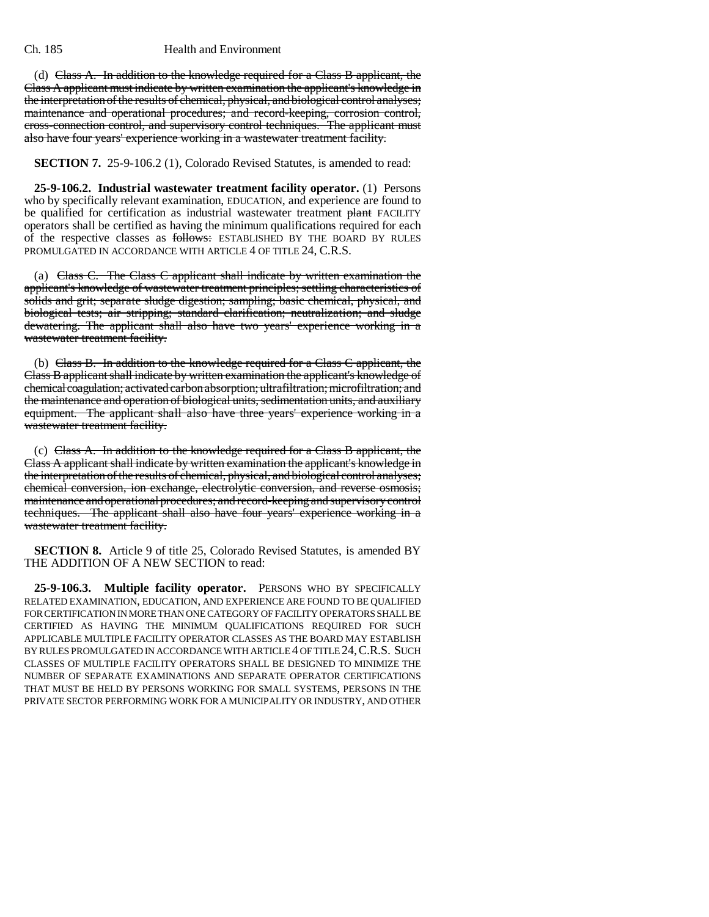(d) ~~Class A. In addition to the knowledge required for a Class B applicant, the Class A applicant must indicate by written examination the applicant's knowledge in the interpretation of the results of chemical, physical, and biological control analyses; maintenance and operational procedures; and record-keeping, corrosion control, cross-connection control, and supervisory control techniques. The applicant must also have four years' experience working in a wastewater treatment facility.~~

**SECTION 7.** 25-9-106.2 (1), Colorado Revised Statutes, is amended to read:

**25-9-106.2. Industrial wastewater treatment facility operator.** (1) Persons who by specifically relevant examination, EDUCATION, and experience are found to be qualified for certification as industrial wastewater treatment ~~plant~~ FACILITY operators shall be certified as having the minimum qualifications required for each of the respective classes as ~~follows:~~ ESTABLISHED BY THE BOARD BY RULES PROMULGATED IN ACCORDANCE WITH ARTICLE 4 OF TITLE 24, C.R.S.

(a) ~~Class C. The Class C applicant shall indicate by written examination the applicant's knowledge of wastewater treatment principles; settling characteristics of solids and grit; separate sludge digestion; sampling; basic chemical, physical, and biological tests; air stripping; standard clarification; neutralization; and sludge dewatering. The applicant shall also have two years' experience working in a wastewater treatment facility.~~

(b) ~~Class B. In addition to the knowledge required for a Class C applicant, the Class B applicant shall indicate by written examination the applicant's knowledge of chemical coagulation; activated carbon absorption; ultrafiltration; microfiltration; and the maintenance and operation of biological units, sedimentation units, and auxiliary equipment. The applicant shall also have three years' experience working in a wastewater treatment facility.~~

(c) ~~Class A. In addition to the knowledge required for a Class B applicant, the Class A applicant shall indicate by written examination the applicant's knowledge in the interpretation of the results of chemical, physical, and biological control analyses; chemical conversion, ion exchange, electrolytic conversion, and reverse osmosis; maintenance and operational procedures; and record-keeping and supervisory control techniques. The applicant shall also have four years' experience working in a wastewater treatment facility.~~

**SECTION 8.** Article 9 of title 25, Colorado Revised Statutes, is amended BY THE ADDITION OF A NEW SECTION to read:

**25-9-106.3. Multiple facility operator.** PERSONS WHO BY SPECIFICALLY RELATED EXAMINATION, EDUCATION, AND EXPERIENCE ARE FOUND TO BE QUALIFIED FOR CERTIFICATION IN MORE THAN ONE CATEGORY OF FACILITY OPERATORS SHALL BE CERTIFIED AS HAVING THE MINIMUM QUALIFICATIONS REQUIRED FOR SUCH APPLICABLE MULTIPLE FACILITY OPERATOR CLASSES AS THE BOARD MAY ESTABLISH BY RULES PROMULGATED IN ACCORDANCE WITH ARTICLE 4 OF TITLE 24, C.R.S. SUCH CLASSES OF MULTIPLE FACILITY OPERATORS SHALL BE DESIGNED TO MINIMIZE THE NUMBER OF SEPARATE EXAMINATIONS AND SEPARATE OPERATOR CERTIFICATIONS THAT MUST BE HELD BY PERSONS WORKING FOR SMALL SYSTEMS, PERSONS IN THE PRIVATE SECTOR PERFORMING WORK FOR A MUNICIPALITY OR INDUSTRY, AND OTHER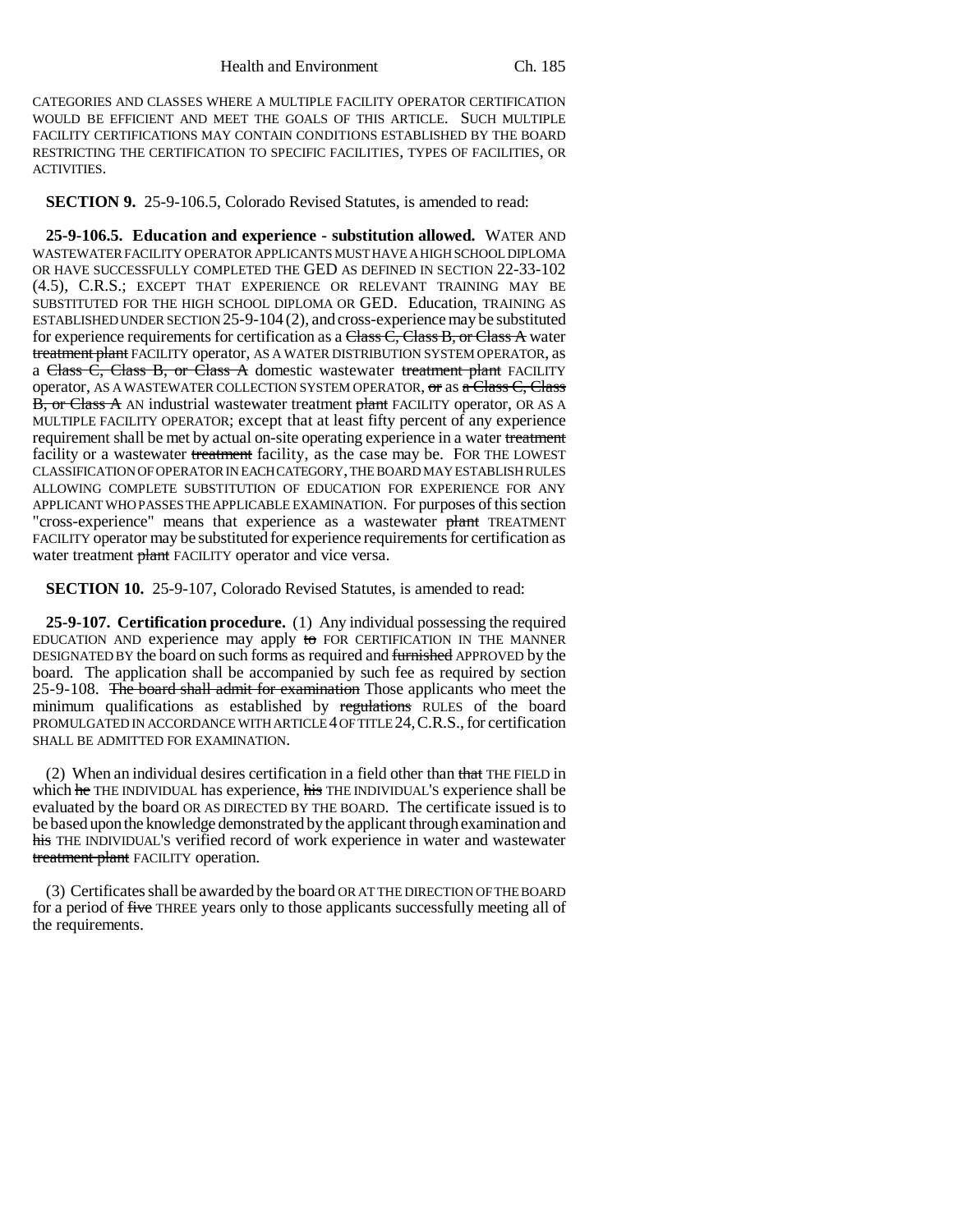CATEGORIES AND CLASSES WHERE A MULTIPLE FACILITY OPERATOR CERTIFICATION WOULD BE EFFICIENT AND MEET THE GOALS OF THIS ARTICLE. SUCH MULTIPLE FACILITY CERTIFICATIONS MAY CONTAIN CONDITIONS ESTABLISHED BY THE BOARD RESTRICTING THE CERTIFICATION TO SPECIFIC FACILITIES, TYPES OF FACILITIES, OR ACTIVITIES.

**SECTION 9.** 25-9-106.5, Colorado Revised Statutes, is amended to read:

**25-9-106.5. Education and experience - substitution allowed.** WATER AND WASTEWATER FACILITY OPERATOR APPLICANTS MUST HAVE A HIGH SCHOOL DIPLOMA OR HAVE SUCCESSFULLY COMPLETED THE GED AS DEFINED IN SECTION 22-33-102 (4.5), C.R.S.; EXCEPT THAT EXPERIENCE OR RELEVANT TRAINING MAY BE SUBSTITUTED FOR THE HIGH SCHOOL DIPLOMA OR GED. Education, TRAINING AS ESTABLISHED UNDER SECTION 25-9-104 (2), and cross-experience may be substituted for experience requirements for certification as a ~~Class C, Class B, or Class A~~ water ~~treatment plant~~ FACILITY operator, AS A WATER DISTRIBUTION SYSTEM OPERATOR, as a ~~Class C, Class B, or Class A~~ domestic wastewater ~~treatment plant~~ FACILITY operator, AS A WASTEWATER COLLECTION SYSTEM OPERATOR, ~~or~~ as ~~a Class C, Class B, or Class A~~ AN industrial wastewater treatment ~~plant~~ FACILITY operator, OR AS A MULTIPLE FACILITY OPERATOR; except that at least fifty percent of any experience requirement shall be met by actual on-site operating experience in a water ~~treatment~~ facility or a wastewater ~~treatment~~ facility, as the case may be. FOR THE LOWEST CLASSIFICATION OF OPERATOR IN EACH CATEGORY, THE BOARD MAY ESTABLISH RULES ALLOWING COMPLETE SUBSTITUTION OF EDUCATION FOR EXPERIENCE FOR ANY APPLICANT WHO PASSES THE APPLICABLE EXAMINATION. For purposes of this section "cross-experience" means that experience as a wastewater ~~plant~~ TREATMENT FACILITY operator may be substituted for experience requirements for certification as water treatment ~~plant~~ FACILITY operator and vice versa.

**SECTION 10.** 25-9-107, Colorado Revised Statutes, is amended to read:

**25-9-107. Certification procedure.** (1) Any individual possessing the required EDUCATION AND experience may apply ~~to~~ FOR CERTIFICATION IN THE MANNER DESIGNATED BY the board on such forms as required and ~~furnished~~ APPROVED by the board. The application shall be accompanied by such fee as required by section 25-9-108. ~~The board shall admit for examination~~ Those applicants who meet the minimum qualifications as established by ~~regulations~~ RULES of the board PROMULGATED IN ACCORDANCE WITH ARTICLE 4 OF TITLE 24, C.R.S., for certification SHALL BE ADMITTED FOR EXAMINATION.

(2) When an individual desires certification in a field other than ~~that~~ THE FIELD in which ~~he~~ THE INDIVIDUAL has experience, ~~his~~ THE INDIVIDUAL'S experience shall be evaluated by the board OR AS DIRECTED BY THE BOARD. The certificate issued is to be based upon the knowledge demonstrated by the applicant through examination and ~~his~~ THE INDIVIDUAL'S verified record of work experience in water and wastewater ~~treatment plant~~ FACILITY operation.

(3) Certificates shall be awarded by the board OR AT THE DIRECTION OF THE BOARD for a period of ~~five~~ THREE years only to those applicants successfully meeting all of the requirements.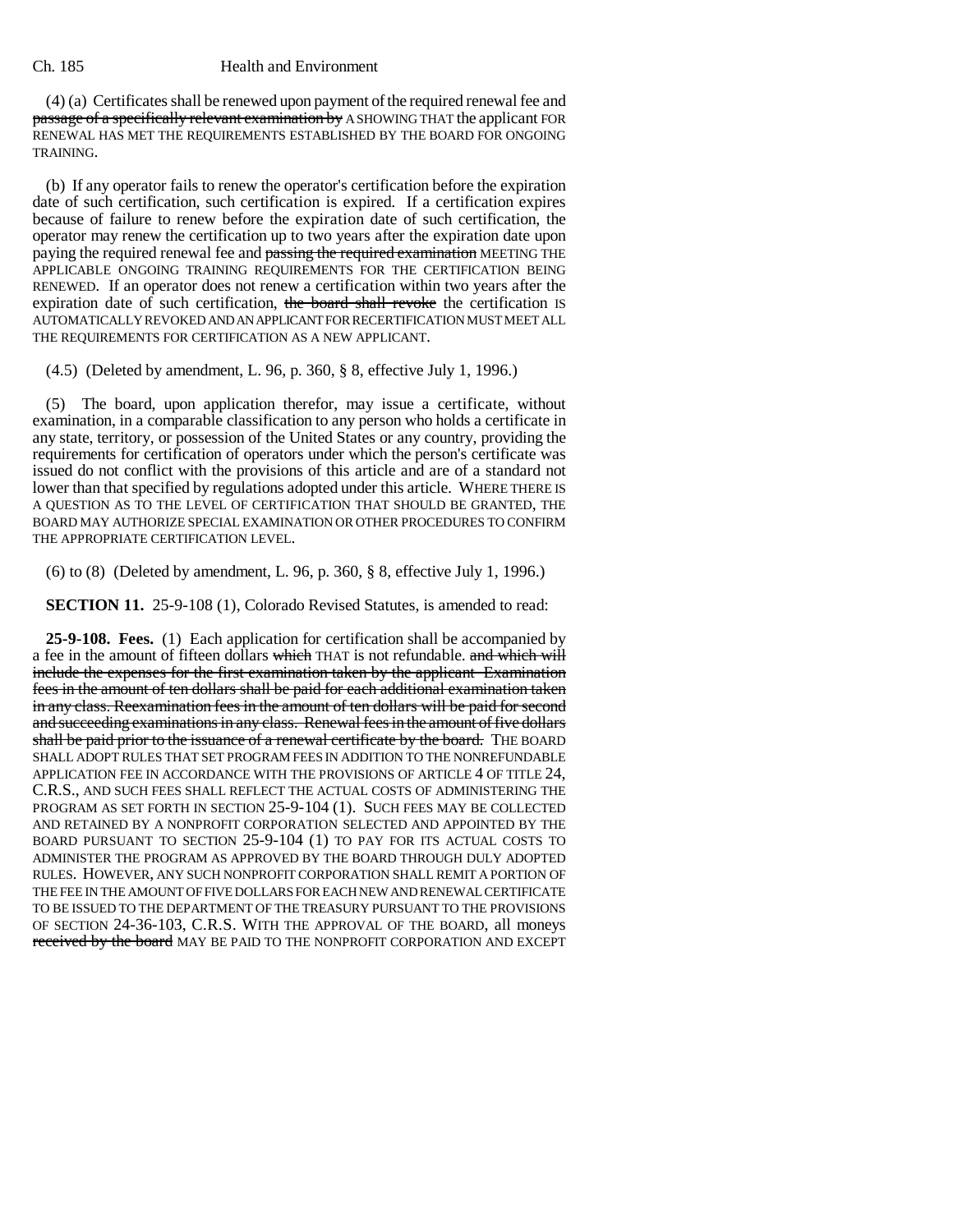(4) (a) Certificates shall be renewed upon payment of the required renewal fee and ~~passage of a specifically relevant examination by~~ A SHOWING THAT the applicant FOR RENEWAL HAS MET THE REQUIREMENTS ESTABLISHED BY THE BOARD FOR ONGOING TRAINING.

(b) If any operator fails to renew the operator's certification before the expiration date of such certification, such certification is expired. If a certification expires because of failure to renew before the expiration date of such certification, the operator may renew the certification up to two years after the expiration date upon paying the required renewal fee and ~~passing the required examination~~ MEETING THE APPLICABLE ONGOING TRAINING REQUIREMENTS FOR THE CERTIFICATION BEING RENEWED. If an operator does not renew a certification within two years after the expiration date of such certification, ~~the board shall revoke~~ the certification IS AUTOMATICALLY REVOKED AND AN APPLICANT FOR RECERTIFICATION MUST MEET ALL THE REQUIREMENTS FOR CERTIFICATION AS A NEW APPLICANT.

(4.5) (Deleted by amendment, L. 96, p. 360, § 8, effective July 1, 1996.)

(5) The board, upon application therefor, may issue a certificate, without examination, in a comparable classification to any person who holds a certificate in any state, territory, or possession of the United States or any country, providing the requirements for certification of operators under which the person's certificate was issued do not conflict with the provisions of this article and are of a standard not lower than that specified by regulations adopted under this article. WHERE THERE IS A QUESTION AS TO THE LEVEL OF CERTIFICATION THAT SHOULD BE GRANTED, THE BOARD MAY AUTHORIZE SPECIAL EXAMINATION OR OTHER PROCEDURES TO CONFIRM THE APPROPRIATE CERTIFICATION LEVEL.

(6) to (8) (Deleted by amendment, L. 96, p. 360, § 8, effective July 1, 1996.)

**SECTION 11.** 25-9-108 (1), Colorado Revised Statutes, is amended to read:

**25-9-108. Fees.** (1) Each application for certification shall be accompanied by a fee in the amount of fifteen dollars ~~which~~ THAT is not refundable. ~~and which will include the expenses for the first examination taken by the applicant. Examination fees in the amount of ten dollars shall be paid for each additional examination taken in any class. Reexamination fees in the amount of ten dollars will be paid for second and succeeding examinations in any class. Renewal fees in the amount of five dollars shall be paid prior to the issuance of a renewal certificate by the board.~~ THE BOARD SHALL ADOPT RULES THAT SET PROGRAM FEES IN ADDITION TO THE NONREFUNDABLE APPLICATION FEE IN ACCORDANCE WITH THE PROVISIONS OF ARTICLE 4 OF TITLE 24, C.R.S., AND SUCH FEES SHALL REFLECT THE ACTUAL COSTS OF ADMINISTERING THE PROGRAM AS SET FORTH IN SECTION 25-9-104 (1). SUCH FEES MAY BE COLLECTED AND RETAINED BY A NONPROFIT CORPORATION SELECTED AND APPOINTED BY THE BOARD PURSUANT TO SECTION 25-9-104 (1) TO PAY FOR ITS ACTUAL COSTS TO ADMINISTER THE PROGRAM AS APPROVED BY THE BOARD THROUGH DULY ADOPTED RULES. HOWEVER, ANY SUCH NONPROFIT CORPORATION SHALL REMIT A PORTION OF THE FEE IN THE AMOUNT OF FIVE DOLLARS FOR EACH NEW AND RENEWAL CERTIFICATE TO BE ISSUED TO THE DEPARTMENT OF THE TREASURY PURSUANT TO THE PROVISIONS OF SECTION 24-36-103, C.R.S. WITH THE APPROVAL OF THE BOARD, all moneys ~~received by the board~~ MAY BE PAID TO THE NONPROFIT CORPORATION AND EXCEPT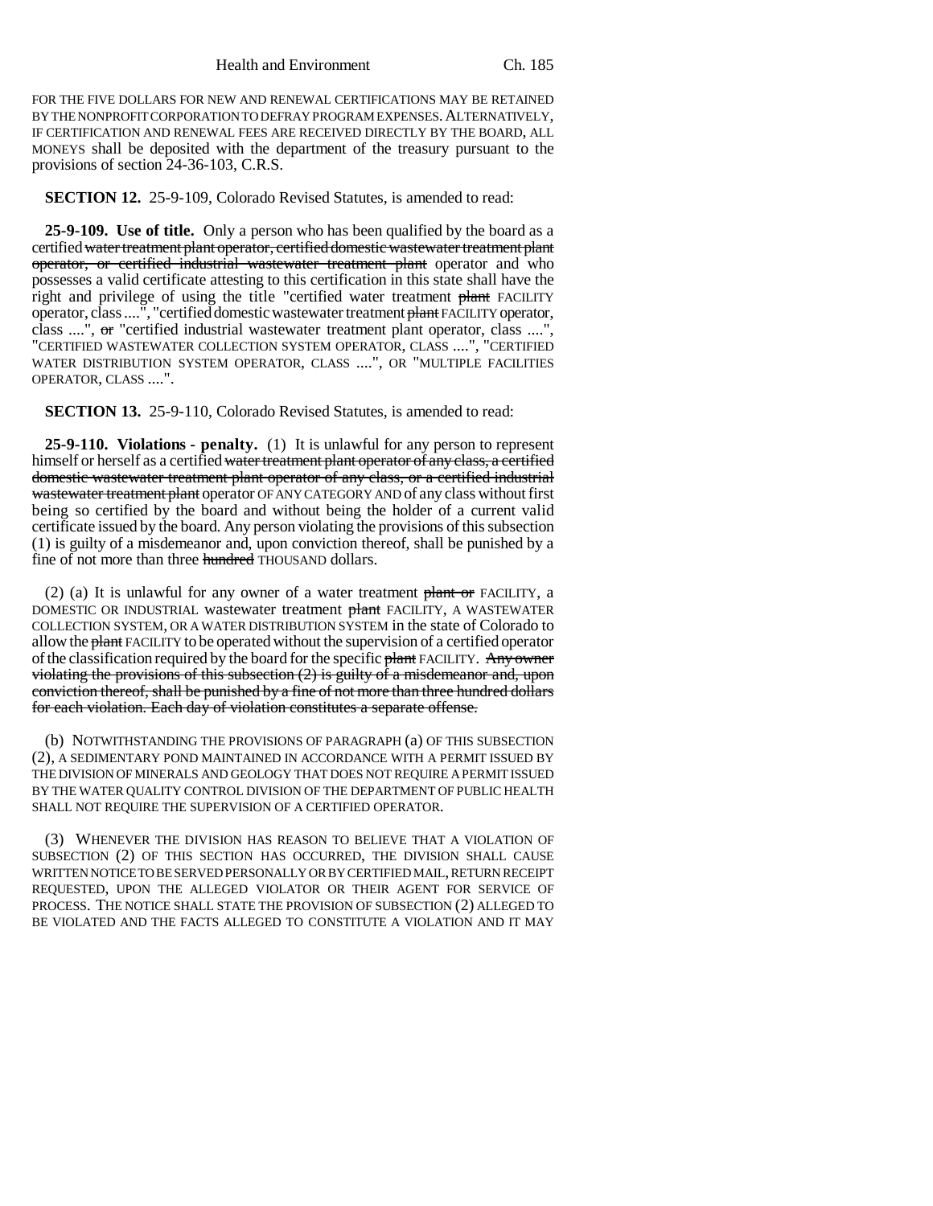FOR THE FIVE DOLLARS FOR NEW AND RENEWAL CERTIFICATIONS MAY BE RETAINED BY THE NONPROFIT CORPORATION TO DEFRAY PROGRAM EXPENSES. ALTERNATIVELY, IF CERTIFICATION AND RENEWAL FEES ARE RECEIVED DIRECTLY BY THE BOARD, ALL MONEYS shall be deposited with the department of the treasury pursuant to the provisions of section 24-36-103, C.R.S.

**SECTION 12.** 25-9-109, Colorado Revised Statutes, is amended to read:

**25-9-109. Use of title.** Only a person who has been qualified by the board as a certified ~~water treatment plant operator, certified domestic wastewater treatment plant operator, or certified industrial wastewater treatment plant~~ operator and who possesses a valid certificate attesting to this certification in this state shall have the right and privilege of using the title "certified water treatment ~~plant~~ FACILITY operator, class ....", "certified domestic wastewater treatment ~~plant~~ FACILITY operator, class ....", ~~or~~ "certified industrial wastewater treatment plant operator, class ....", "CERTIFIED WASTEWATER COLLECTION SYSTEM OPERATOR, CLASS ....", "CERTIFIED WATER DISTRIBUTION SYSTEM OPERATOR, CLASS ....", OR "MULTIPLE FACILITIES OPERATOR, CLASS ....".

**SECTION 13.** 25-9-110, Colorado Revised Statutes, is amended to read:

**25-9-110. Violations - penalty.** (1) It is unlawful for any person to represent himself or herself as a certified ~~water treatment plant operator of any class, a certified domestic wastewater treatment plant operator of any class, or a certified industrial wastewater treatment plant~~ operator OF ANY CATEGORY AND of any class without first being so certified by the board and without being the holder of a current valid certificate issued by the board. Any person violating the provisions of this subsection (1) is guilty of a misdemeanor and, upon conviction thereof, shall be punished by a fine of not more than three ~~hundred~~ THOUSAND dollars.

(2) (a) It is unlawful for any owner of a water treatment ~~plant or~~ FACILITY, a DOMESTIC OR INDUSTRIAL wastewater treatment ~~plant~~ FACILITY, A WASTEWATER COLLECTION SYSTEM, OR A WATER DISTRIBUTION SYSTEM in the state of Colorado to allow the ~~plant~~ FACILITY to be operated without the supervision of a certified operator of the classification required by the board for the specific ~~plant~~ FACILITY. ~~Any owner violating the provisions of this subsection (2) is guilty of a misdemeanor and, upon conviction thereof, shall be punished by a fine of not more than three hundred dollars for each violation. Each day of violation constitutes a separate offense.~~

(b) NOTWITHSTANDING THE PROVISIONS OF PARAGRAPH (a) OF THIS SUBSECTION (2), A SEDIMENTARY POND MAINTAINED IN ACCORDANCE WITH A PERMIT ISSUED BY THE DIVISION OF MINERALS AND GEOLOGY THAT DOES NOT REQUIRE A PERMIT ISSUED BY THE WATER QUALITY CONTROL DIVISION OF THE DEPARTMENT OF PUBLIC HEALTH SHALL NOT REQUIRE THE SUPERVISION OF A CERTIFIED OPERATOR.

(3) WHENEVER THE DIVISION HAS REASON TO BELIEVE THAT A VIOLATION OF SUBSECTION (2) OF THIS SECTION HAS OCCURRED, THE DIVISION SHALL CAUSE WRITTEN NOTICE TO BE SERVED PERSONALLY OR BY CERTIFIED MAIL, RETURN RECEIPT REQUESTED, UPON THE ALLEGED VIOLATOR OR THEIR AGENT FOR SERVICE OF PROCESS. THE NOTICE SHALL STATE THE PROVISION OF SUBSECTION (2) ALLEGED TO BE VIOLATED AND THE FACTS ALLEGED TO CONSTITUTE A VIOLATION AND IT MAY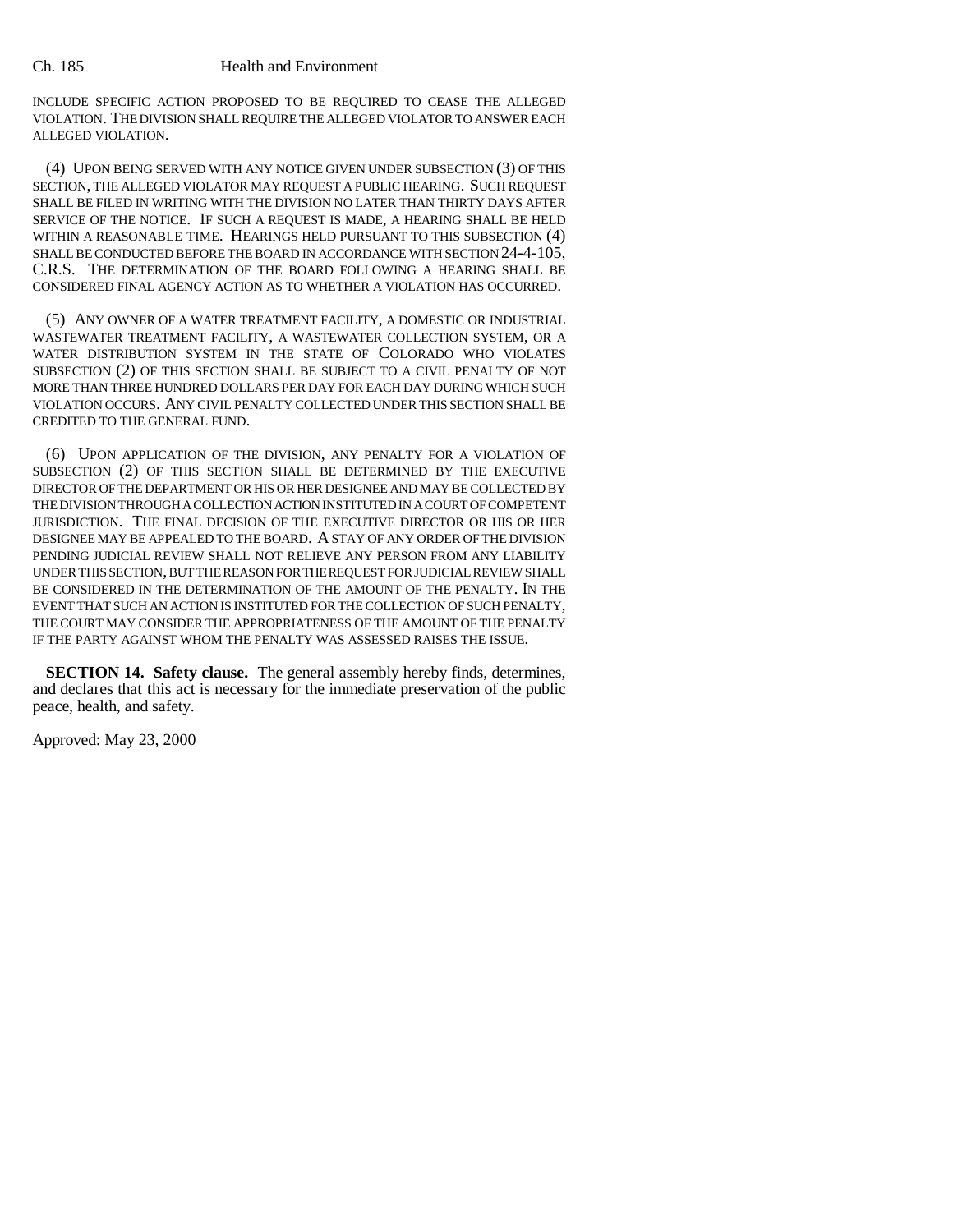INCLUDE SPECIFIC ACTION PROPOSED TO BE REQUIRED TO CEASE THE ALLEGED VIOLATION. THE DIVISION SHALL REQUIRE THE ALLEGED VIOLATOR TO ANSWER EACH ALLEGED VIOLATION.

(4) UPON BEING SERVED WITH ANY NOTICE GIVEN UNDER SUBSECTION (3) OF THIS SECTION, THE ALLEGED VIOLATOR MAY REQUEST A PUBLIC HEARING. SUCH REQUEST SHALL BE FILED IN WRITING WITH THE DIVISION NO LATER THAN THIRTY DAYS AFTER SERVICE OF THE NOTICE. IF SUCH A REQUEST IS MADE, A HEARING SHALL BE HELD WITHIN A REASONABLE TIME. HEARINGS HELD PURSUANT TO THIS SUBSECTION (4) SHALL BE CONDUCTED BEFORE THE BOARD IN ACCORDANCE WITH SECTION 24-4-105, C.R.S. THE DETERMINATION OF THE BOARD FOLLOWING A HEARING SHALL BE CONSIDERED FINAL AGENCY ACTION AS TO WHETHER A VIOLATION HAS OCCURRED.

(5) ANY OWNER OF A WATER TREATMENT FACILITY, A DOMESTIC OR INDUSTRIAL WASTEWATER TREATMENT FACILITY, A WASTEWATER COLLECTION SYSTEM, OR A WATER DISTRIBUTION SYSTEM IN THE STATE OF COLORADO WHO VIOLATES SUBSECTION (2) OF THIS SECTION SHALL BE SUBJECT TO A CIVIL PENALTY OF NOT MORE THAN THREE HUNDRED DOLLARS PER DAY FOR EACH DAY DURING WHICH SUCH VIOLATION OCCURS. ANY CIVIL PENALTY COLLECTED UNDER THIS SECTION SHALL BE CREDITED TO THE GENERAL FUND.

(6) UPON APPLICATION OF THE DIVISION, ANY PENALTY FOR A VIOLATION OF SUBSECTION (2) OF THIS SECTION SHALL BE DETERMINED BY THE EXECUTIVE DIRECTOR OF THE DEPARTMENT OR HIS OR HER DESIGNEE AND MAY BE COLLECTED BY THE DIVISION THROUGH A COLLECTION ACTION INSTITUTED IN A COURT OF COMPETENT JURISDICTION. THE FINAL DECISION OF THE EXECUTIVE DIRECTOR OR HIS OR HER DESIGNEE MAY BE APPEALED TO THE BOARD. A STAY OF ANY ORDER OF THE DIVISION PENDING JUDICIAL REVIEW SHALL NOT RELIEVE ANY PERSON FROM ANY LIABILITY UNDER THIS SECTION, BUT THE REASON FOR THE REQUEST FOR JUDICIAL REVIEW SHALL BE CONSIDERED IN THE DETERMINATION OF THE AMOUNT OF THE PENALTY. IN THE EVENT THAT SUCH AN ACTION IS INSTITUTED FOR THE COLLECTION OF SUCH PENALTY, THE COURT MAY CONSIDER THE APPROPRIATENESS OF THE AMOUNT OF THE PENALTY IF THE PARTY AGAINST WHOM THE PENALTY WAS ASSESSED RAISES THE ISSUE.

**SECTION 14. Safety clause.** The general assembly hereby finds, determines, and declares that this act is necessary for the immediate preservation of the public peace, health, and safety.

Approved: May 23, 2000